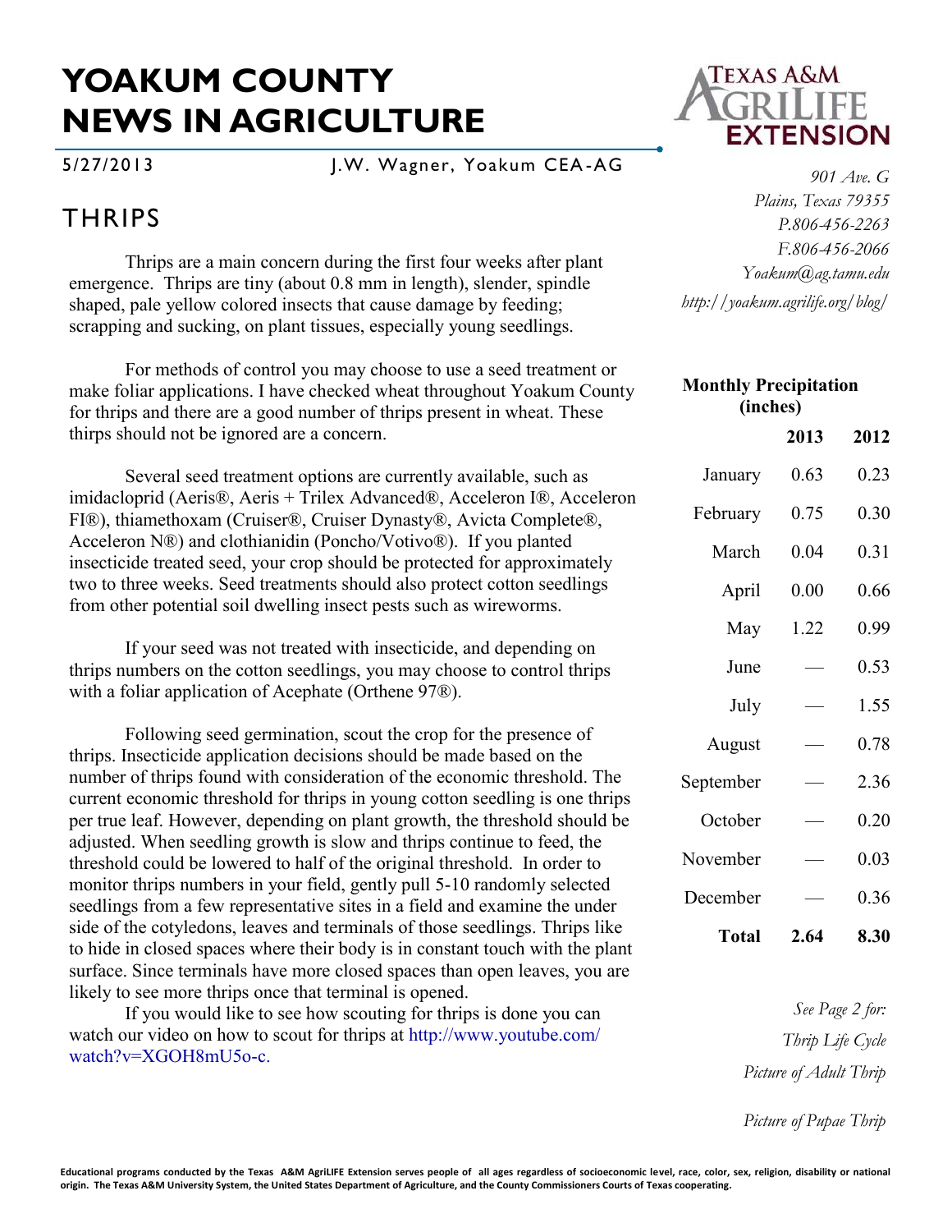# YOAKUM COUNTY NEWS IN AGRICULTURE

5/27/2013 J.W. Wagner, Yoakum CEA-AG

TEXAS A&M AGRILIFE EXTENSION

*901 Ave. G*
*Plains, Texas 79355*
*P.806-456-2263*
*F.806-456-2066*
*Yoakum@ag.tamu.edu*
*http://yoakum.agrilife.org/blog/*

## THRIPS

Thrips are a main concern during the first four weeks after plant emergence. Thrips are tiny (about 0.8 mm in length), slender, spindle shaped, pale yellow colored insects that cause damage by feeding; scrapping and sucking, on plant tissues, especially young seedlings.

For methods of control you may choose to use a seed treatment or make foliar applications. I have checked wheat throughout Yoakum County for thrips and there are a good number of thrips present in wheat. These thirps should not be ignored are a concern.

Several seed treatment options are currently available, such as imidacloprid (Aeris®, Aeris + Trilex Advanced®, Acceleron I®, Acceleron FI®), thiamethoxam (Cruiser®, Cruiser Dynasty®, Avicta Complete®, Acceleron N®) and clothianidin (Poncho/Votivo®). If you planted insecticide treated seed, your crop should be protected for approximately two to three weeks. Seed treatments should also protect cotton seedlings from other potential soil dwelling insect pests such as wireworms.

If your seed was not treated with insecticide, and depending on thrips numbers on the cotton seedlings, you may choose to control thrips with a foliar application of Acephate (Orthene 97®).

Following seed germination, scout the crop for the presence of thrips. Insecticide application decisions should be made based on the number of thrips found with consideration of the economic threshold. The current economic threshold for thrips in young cotton seedling is one thrips per true leaf. However, depending on plant growth, the threshold should be adjusted. When seedling growth is slow and thrips continue to feed, the threshold could be lowered to half of the original threshold. In order to monitor thrips numbers in your field, gently pull 5-10 randomly selected seedlings from a few representative sites in a field and examine the under side of the cotyledons, leaves and terminals of those seedlings. Thrips like to hide in closed spaces where their body is in constant touch with the plant surface. Since terminals have more closed spaces than open leaves, you are likely to see more thrips once that terminal is opened.

If you would like to see how scouting for thrips is done you can watch our video on how to scout for thrips at http://www.youtube.com/watch?v=XGOH8mU5o-c.

**Monthly Precipitation (inches)**

| | **2013** | **2012** |
|---|---|---|
| January | 0.63 | 0.23 |
| February | 0.75 | 0.30 |
| March | 0.04 | 0.31 |
| April | 0.00 | 0.66 |
| May | 1.22 | 0.99 |
| June | — | 0.53 |
| July | — | 1.55 |
| August | — | 0.78 |
| September | — | 2.36 |
| October | — | 0.20 |
| November | — | 0.03 |
| December | — | 0.36 |
| **Total** | **2.64** | **8.30** |

*See Page 2 for:*
*Thrip Life Cycle*
*Picture of Adult Thrip*
*Picture of Pupae Thrip*

**Educational programs conducted by the Texas A&M AgriLIFE Extension serves people of all ages regardless of socioeconomic level, race, color, sex, religion, disability or national origin. The Texas A&M University System, the United States Department of Agriculture, and the County Commissioners Courts of Texas cooperating.**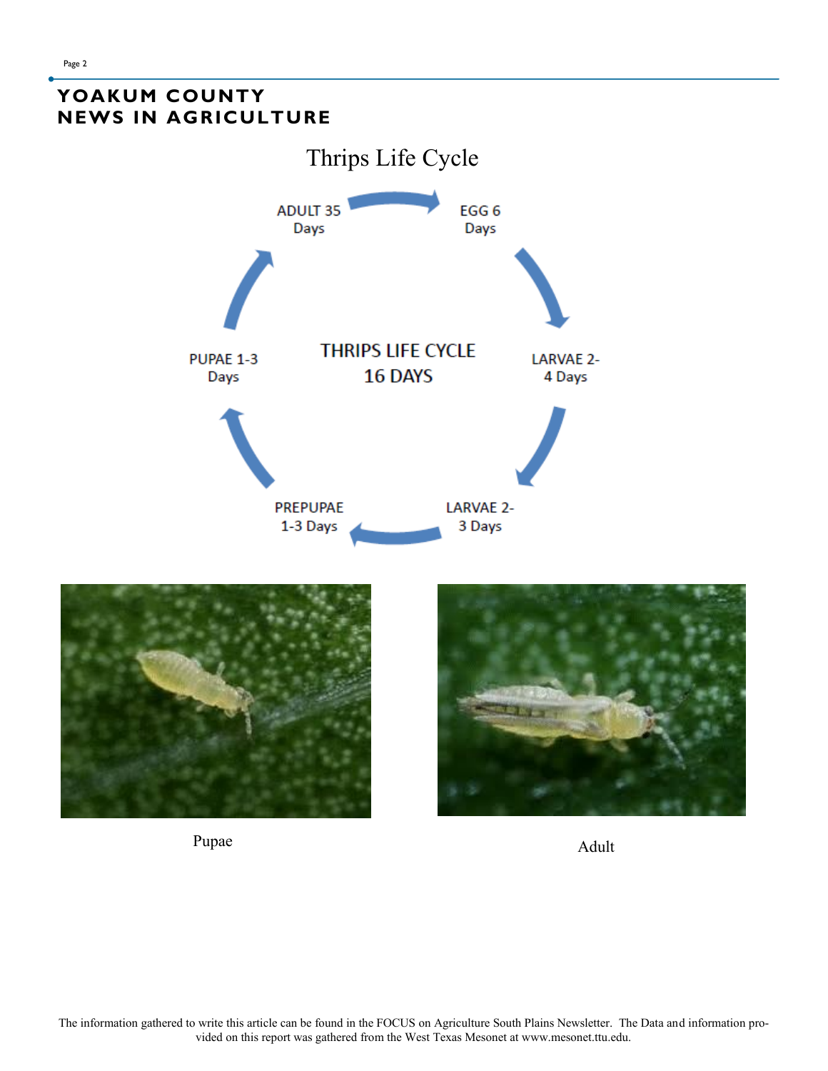# YOAKUM COUNTY NEWS IN AGRICULTURE

## Thrips Life Cycle

THRIPS LIFE CYCLE
16 DAYS

EGG 6 Days

LARVAE 2-4 Days

LARVAE 2-3 Days

PREPUPAE 1-3 Days

PUPAE 1-3 Days

ADULT 35 Days

Pupae

Adult

The information gathered to write this article can be found in the FOCUS on Agriculture South Plains Newsletter. The Data and information provided on this report was gathered from the West Texas Mesonet at www.mesonet.ttu.edu.